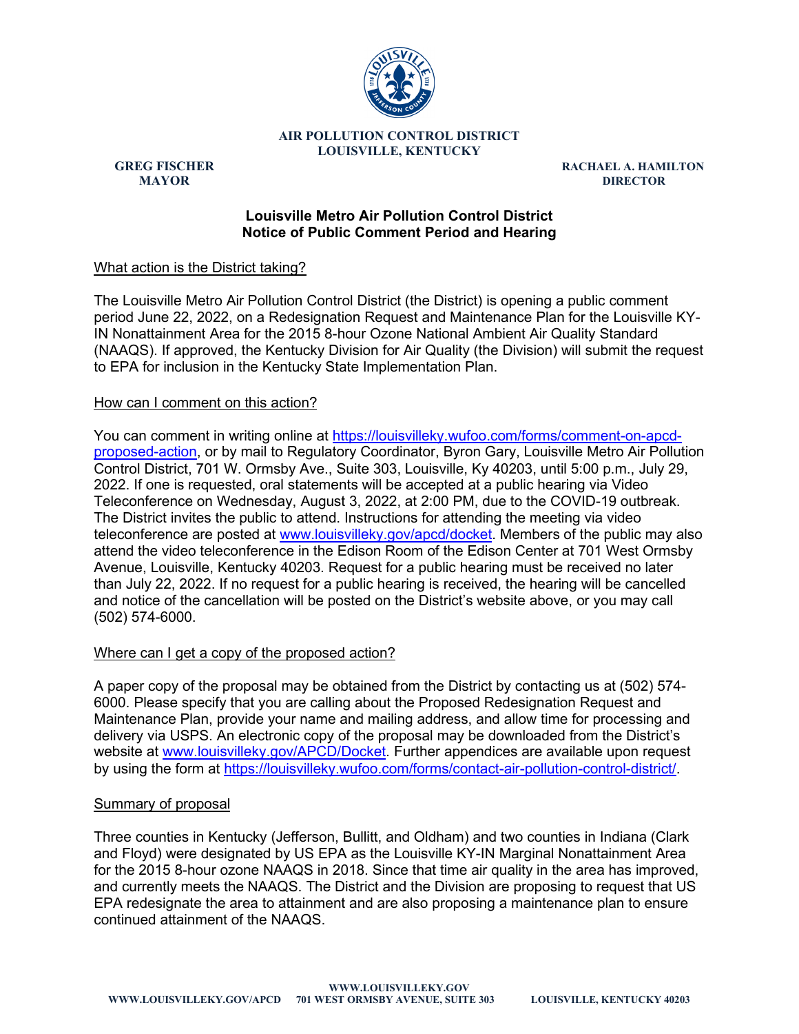**AIR POLLUTION CONTROL DISTRICT**
**LOUISVILLE, KENTUCKY**

**GREG FISCHER**
**MAYOR**

**RACHAEL A. HAMILTON**
**DIRECTOR**

## Louisville Metro Air Pollution Control District
## Notice of Public Comment Period and Hearing

What action is the District taking?

The Louisville Metro Air Pollution Control District (the District) is opening a public comment period June 22, 2022, on a Redesignation Request and Maintenance Plan for the Louisville KY-IN Nonattainment Area for the 2015 8-hour Ozone National Ambient Air Quality Standard (NAAQS). If approved, the Kentucky Division for Air Quality (the Division) will submit the request to EPA for inclusion in the Kentucky State Implementation Plan.

How can I comment on this action?

You can comment in writing online at https://louisvilleky.wufoo.com/forms/comment-on-apcd-proposed-action, or by mail to Regulatory Coordinator, Byron Gary, Louisville Metro Air Pollution Control District, 701 W. Ormsby Ave., Suite 303, Louisville, Ky 40203, until 5:00 p.m., July 29, 2022. If one is requested, oral statements will be accepted at a public hearing via Video Teleconference on Wednesday, August 3, 2022, at 2:00 PM, due to the COVID-19 outbreak. The District invites the public to attend. Instructions for attending the meeting via video teleconference are posted at www.louisvilleky.gov/apcd/docket. Members of the public may also attend the video teleconference in the Edison Room of the Edison Center at 701 West Ormsby Avenue, Louisville, Kentucky 40203. Request for a public hearing must be received no later than July 22, 2022. If no request for a public hearing is received, the hearing will be cancelled and notice of the cancellation will be posted on the District's website above, or you may call (502) 574-6000.

Where can I get a copy of the proposed action?

A paper copy of the proposal may be obtained from the District by contacting us at (502) 574-6000. Please specify that you are calling about the Proposed Redesignation Request and Maintenance Plan, provide your name and mailing address, and allow time for processing and delivery via USPS. An electronic copy of the proposal may be downloaded from the District's website at www.louisvilleky.gov/APCD/Docket. Further appendices are available upon request by using the form at https://louisvilleky.wufoo.com/forms/contact-air-pollution-control-district/.

Summary of proposal

Three counties in Kentucky (Jefferson, Bullitt, and Oldham) and two counties in Indiana (Clark and Floyd) were designated by US EPA as the Louisville KY-IN Marginal Nonattainment Area for the 2015 8-hour ozone NAAQS in 2018. Since that time air quality in the area has improved, and currently meets the NAAQS. The District and the Division are proposing to request that US EPA redesignate the area to attainment and are also proposing a maintenance plan to ensure continued attainment of the NAAQS.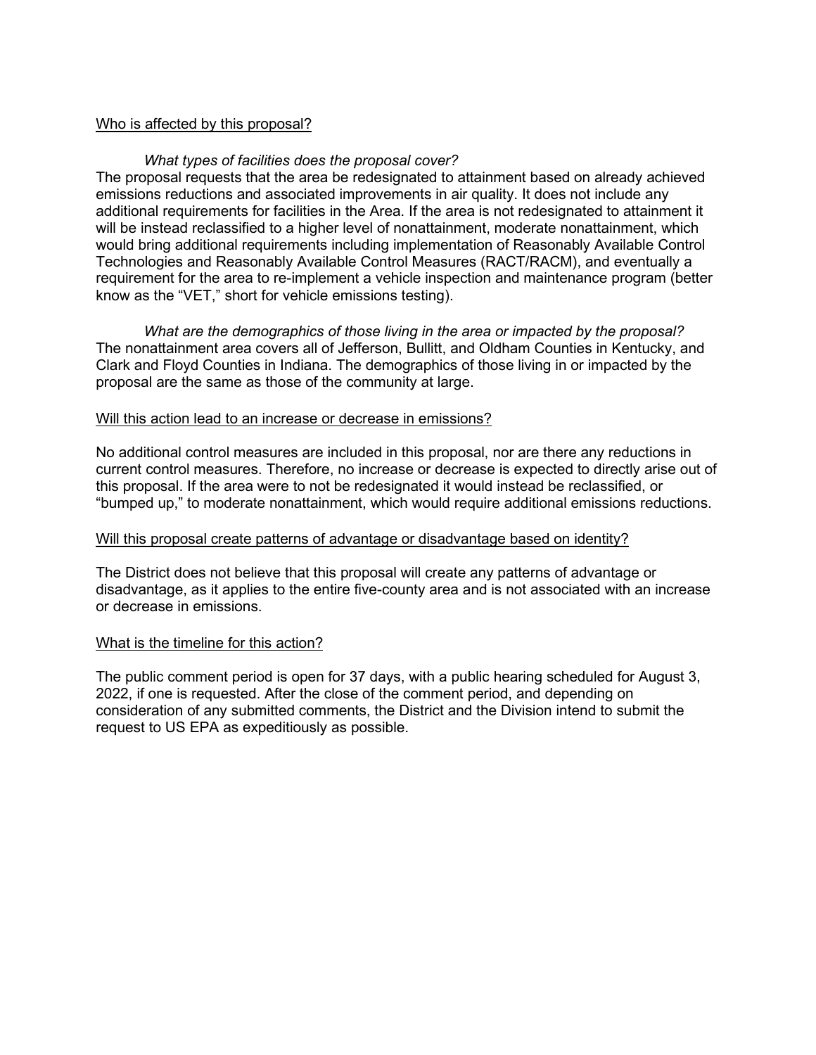## Who is affected by this proposal?

*What types of facilities does the proposal cover?*

The proposal requests that the area be redesignated to attainment based on already achieved emissions reductions and associated improvements in air quality. It does not include any additional requirements for facilities in the Area. If the area is not redesignated to attainment it will be instead reclassified to a higher level of nonattainment, moderate nonattainment, which would bring additional requirements including implementation of Reasonably Available Control Technologies and Reasonably Available Control Measures (RACT/RACM), and eventually a requirement for the area to re-implement a vehicle inspection and maintenance program (better know as the "VET," short for vehicle emissions testing).

*What are the demographics of those living in the area or impacted by the proposal?*

The nonattainment area covers all of Jefferson, Bullitt, and Oldham Counties in Kentucky, and Clark and Floyd Counties in Indiana. The demographics of those living in or impacted by the proposal are the same as those of the community at large.

## Will this action lead to an increase or decrease in emissions?

No additional control measures are included in this proposal, nor are there any reductions in current control measures. Therefore, no increase or decrease is expected to directly arise out of this proposal. If the area were to not be redesignated it would instead be reclassified, or "bumped up," to moderate nonattainment, which would require additional emissions reductions.

## Will this proposal create patterns of advantage or disadvantage based on identity?

The District does not believe that this proposal will create any patterns of advantage or disadvantage, as it applies to the entire five-county area and is not associated with an increase or decrease in emissions.

## What is the timeline for this action?

The public comment period is open for 37 days, with a public hearing scheduled for August 3, 2022, if one is requested. After the close of the comment period, and depending on consideration of any submitted comments, the District and the Division intend to submit the request to US EPA as expeditiously as possible.